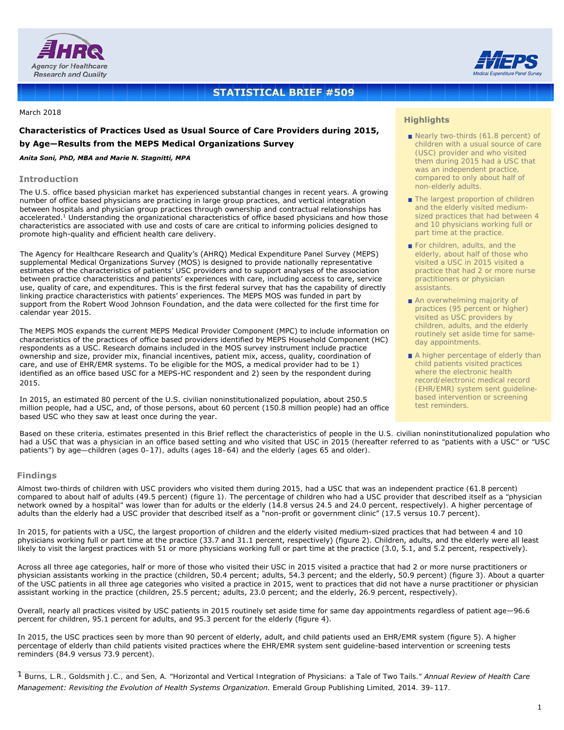**STATISTICAL BRIEF #509**

March 2018

## Characteristics of Practices Used as Usual Source of Care Providers during 2015, by Age—Results from the MEPS Medical Organizations Survey

***Anita Soni, PhD, MBA and Marie N. Stagnitti, MPA***

### Highlights

- Nearly two-thirds (61.8 percent) of children with a usual source of care (USC) provider and who visited them during 2015 had a USC that was an independent practice, compared to only about half of non-elderly adults.
- The largest proportion of children and the elderly visited medium-sized practices that had between 4 and 10 physicians working full or part time at the practice.
- For children, adults, and the elderly, about half of those who visited a USC in 2015 visited a practice that had 2 or more nurse practitioners or physician assistants.
- An overwhelming majority of practices (95 percent or higher) visited as USC providers by children, adults, and the elderly routinely set aside time for same-day appointments.
- A higher percentage of elderly than child patients visited practices where the electronic health record/electronic medical record (EHR/EMR) system sent guideline-based intervention or screening test reminders.

### Introduction

The U.S. office based physician market has experienced substantial changes in recent years. A growing number of office based physicians are practicing in large group practices, and vertical integration between hospitals and physician group practices through ownership and contractual relationships has accelerated.[1] Understanding the organizational characteristics of office based physicians and how those characteristics are associated with use and costs of care are critical to informing policies designed to promote high-quality and efficient health care delivery.

The Agency for Healthcare Research and Quality's (AHRQ) Medical Expenditure Panel Survey (MEPS) supplemental Medical Organizations Survey (MOS) is designed to provide nationally representative estimates of the characteristics of patients' USC providers and to support analyses of the association between practice characteristics and patients' experiences with care, including access to care, service use, quality of care, and expenditures. This is the first federal survey that has the capability of directly linking practice characteristics with patients' experiences. The MEPS MOS was funded in part by support from the Robert Wood Johnson Foundation, and the data were collected for the first time for calendar year 2015.

The MEPS MOS expands the current MEPS Medical Provider Component (MPC) to include information on characteristics of the practices of office based providers identified by MEPS Household Component (HC) respondents as a USC. Research domains included in the MOS survey instrument include practice ownership and size, provider mix, financial incentives, patient mix, access, quality, coordination of care, and use of EHR/EMR systems. To be eligible for the MOS, a medical provider had to be 1) identified as an office based USC for a MEPS-HC respondent and 2) seen by the respondent during 2015.

In 2015, an estimated 80 percent of the U.S. civilian noninstitutionalized population, about 250.5 million people, had a USC, and, of those persons, about 60 percent (150.8 million people) had an office based USC who they saw at least once during the year.

Based on these criteria, estimates presented in this Brief reflect the characteristics of people in the U.S. civilian noninstitutionalized population who had a USC that was a physician in an office based setting and who visited that USC in 2015 (hereafter referred to as "patients with a USC" or "USC patients") by age—children (ages 0–17), adults (ages 18–64) and the elderly (ages 65 and older).

### Findings

Almost two-thirds of children with USC providers who visited them during 2015, had a USC that was an independent practice (61.8 percent) compared to about half of adults (49.5 percent) (figure 1). The percentage of children who had a USC provider that described itself as a "physician network owned by a hospital" was lower than for adults or the elderly (14.8 versus 24.5 and 24.0 percent, respectively). A higher percentage of adults than the elderly had a USC provider that described itself as a "non-profit or government clinic" (17.5 versus 10.7 percent).

In 2015, for patients with a USC, the largest proportion of children and the elderly visited medium-sized practices that had between 4 and 10 physicians working full or part time at the practice (33.7 and 31.1 percent, respectively) (figure 2). Children, adults, and the elderly were all least likely to visit the largest practices with 51 or more physicians working full or part time at the practice (3.0, 5.1, and 5.2 percent, respectively).

Across all three age categories, half or more of those who visited their USC in 2015 visited a practice that had 2 or more nurse practitioners or physician assistants working in the practice (children, 50.4 percent; adults, 54.3 percent; and the elderly, 50.9 percent) (figure 3). About a quarter of the USC patients in all three age categories who visited a practice in 2015, went to practices that did not have a nurse practitioner or physician assistant working in the practice (children, 25.5 percent; adults, 23.0 percent; and the elderly, 26.9 percent, respectively).

Overall, nearly all practices visited by USC patients in 2015 routinely set aside time for same day appointments regardless of patient age—96.6 percent for children, 95.1 percent for adults, and 95.3 percent for the elderly (figure 4).

In 2015, the USC practices seen by more than 90 percent of elderly, adult, and child patients used an EHR/EMR system (figure 5). A higher percentage of elderly than child patients visited practices where the EHR/EMR system sent guideline-based intervention or screening tests reminders (84.9 versus 73.9 percent).

[1] Burns, L.R., Goldsmith J.C., and Sen, A. "Horizontal and Vertical Integration of Physicians: a Tale of Two Tails." *Annual Review of Health Care Management: Revisiting the Evolution of Health Systems Organization.* Emerald Group Publishing Limited, 2014. 39–117.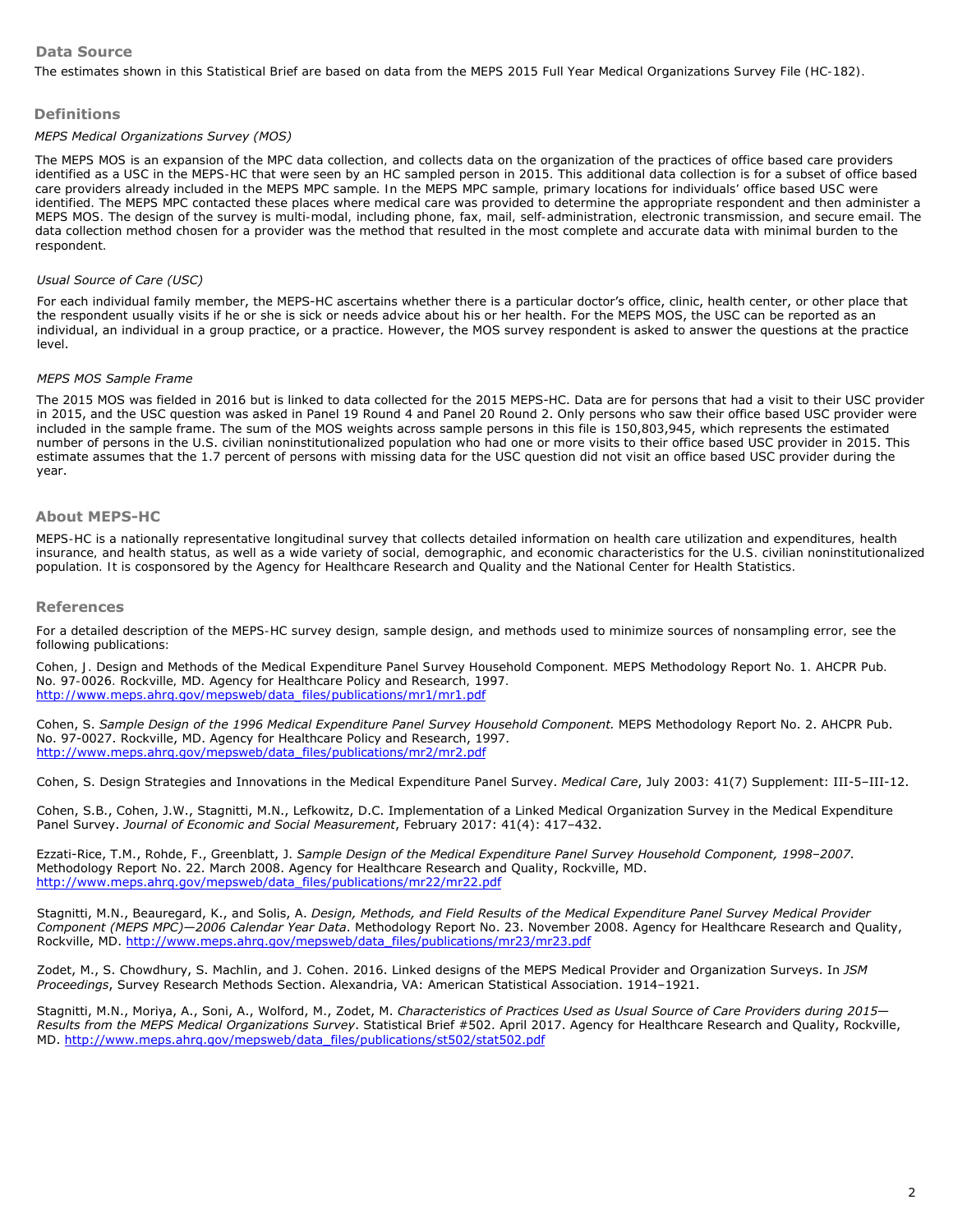## Data Source

The estimates shown in this Statistical Brief are based on data from the MEPS 2015 Full Year Medical Organizations Survey File (HC-182).

## Definitions

*MEPS Medical Organizations Survey (MOS)*

The MEPS MOS is an expansion of the MPC data collection, and collects data on the organization of the practices of office based care providers identified as a USC in the MEPS-HC that were seen by an HC sampled person in 2015. This additional data collection is for a subset of office based care providers already included in the MEPS MPC sample. In the MEPS MPC sample, primary locations for individuals' office based USC were identified. The MEPS MPC contacted these places where medical care was provided to determine the appropriate respondent and then administer a MEPS MOS. The design of the survey is multi-modal, including phone, fax, mail, self-administration, electronic transmission, and secure email. The data collection method chosen for a provider was the method that resulted in the most complete and accurate data with minimal burden to the respondent.

*Usual Source of Care (USC)*

For each individual family member, the MEPS-HC ascertains whether there is a particular doctor's office, clinic, health center, or other place that the respondent usually visits if he or she is sick or needs advice about his or her health. For the MEPS MOS, the USC can be reported as an individual, an individual in a group practice, or a practice. However, the MOS survey respondent is asked to answer the questions at the practice level.

*MEPS MOS Sample Frame*

The 2015 MOS was fielded in 2016 but is linked to data collected for the 2015 MEPS-HC. Data are for persons that had a visit to their USC provider in 2015, and the USC question was asked in Panel 19 Round 4 and Panel 20 Round 2. Only persons who saw their office based USC provider were included in the sample frame. The sum of the MOS weights across sample persons in this file is 150,803,945, which represents the estimated number of persons in the U.S. civilian noninstitutionalized population who had one or more visits to their office based USC provider in 2015. This estimate assumes that the 1.7 percent of persons with missing data for the USC question did not visit an office based USC provider during the year.

## About MEPS-HC

MEPS-HC is a nationally representative longitudinal survey that collects detailed information on health care utilization and expenditures, health insurance, and health status, as well as a wide variety of social, demographic, and economic characteristics for the U.S. civilian noninstitutionalized population. It is cosponsored by the Agency for Healthcare Research and Quality and the National Center for Health Statistics.

## References

For a detailed description of the MEPS-HC survey design, sample design, and methods used to minimize sources of nonsampling error, see the following publications:

Cohen, J. Design and Methods of the Medical Expenditure Panel Survey Household Component. MEPS Methodology Report No. 1. AHCPR Pub. No. 97-0026. Rockville, MD. Agency for Healthcare Policy and Research, 1997. http://www.meps.ahrq.gov/mepsweb/data_files/publications/mr1/mr1.pdf

Cohen, S. *Sample Design of the 1996 Medical Expenditure Panel Survey Household Component.* MEPS Methodology Report No. 2. AHCPR Pub. No. 97-0027. Rockville, MD. Agency for Healthcare Policy and Research, 1997. http://www.meps.ahrq.gov/mepsweb/data_files/publications/mr2/mr2.pdf

Cohen, S. Design Strategies and Innovations in the Medical Expenditure Panel Survey. *Medical Care*, July 2003: 41(7) Supplement: III-5–III-12.

Cohen, S.B., Cohen, J.W., Stagnitti, M.N., Lefkowitz, D.C. Implementation of a Linked Medical Organization Survey in the Medical Expenditure Panel Survey. *Journal of Economic and Social Measurement*, February 2017: 41(4): 417–432.

Ezzati-Rice, T.M., Rohde, F., Greenblatt, J. *Sample Design of the Medical Expenditure Panel Survey Household Component, 1998–2007*. Methodology Report No. 22. March 2008. Agency for Healthcare Research and Quality, Rockville, MD. http://www.meps.ahrq.gov/mepsweb/data_files/publications/mr22/mr22.pdf

Stagnitti, M.N., Beauregard, K., and Solis, A. *Design, Methods, and Field Results of the Medical Expenditure Panel Survey Medical Provider Component (MEPS MPC)—2006 Calendar Year Data*. Methodology Report No. 23. November 2008. Agency for Healthcare Research and Quality, Rockville, MD. http://www.meps.ahrq.gov/mepsweb/data_files/publications/mr23/mr23.pdf

Zodet, M., S. Chowdhury, S. Machlin, and J. Cohen. 2016. Linked designs of the MEPS Medical Provider and Organization Surveys. In *JSM Proceedings*, Survey Research Methods Section. Alexandria, VA: American Statistical Association. 1914–1921.

Stagnitti, M.N., Moriya, A., Soni, A., Wolford, M., Zodet, M. *Characteristics of Practices Used as Usual Source of Care Providers during 2015—Results from the MEPS Medical Organizations Survey*. Statistical Brief #502. April 2017. Agency for Healthcare Research and Quality, Rockville, MD. http://www.meps.ahrq.gov/mepsweb/data_files/publications/st502/stat502.pdf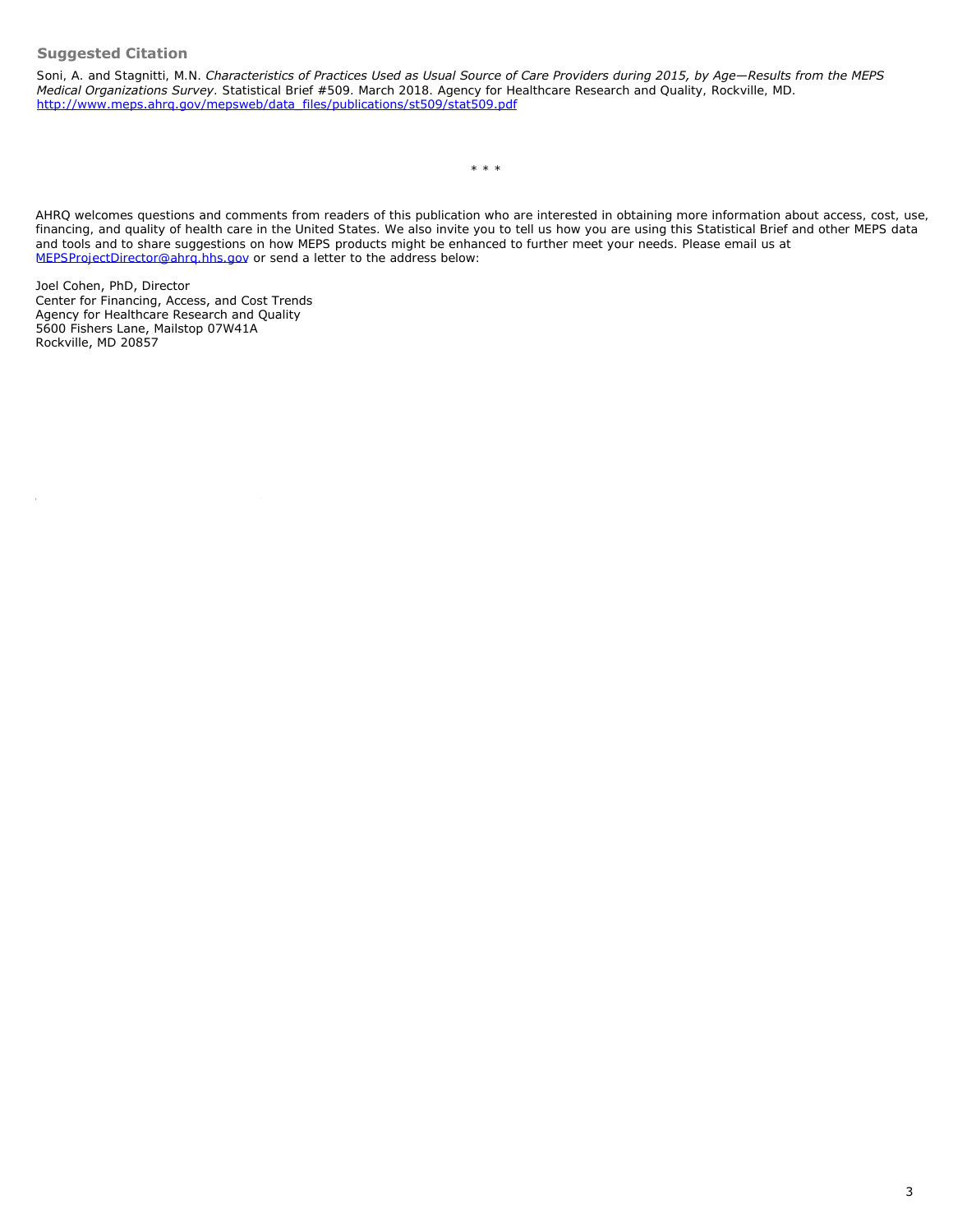### Suggested Citation

Soni, A. and Stagnitti, M.N. *Characteristics of Practices Used as Usual Source of Care Providers during 2015, by Age—Results from the MEPS Medical Organizations Survey*. Statistical Brief #509. March 2018. Agency for Healthcare Research and Quality, Rockville, MD. [http://www.meps.ahrq.gov/mepsweb/data_files/publications/st509/stat509.pdf](http://www.meps.ahrq.gov/mepsweb/data_files/publications/st509/stat509.pdf)

\* \* \*

AHRQ welcomes questions and comments from readers of this publication who are interested in obtaining more information about access, cost, use, financing, and quality of health care in the United States. We also invite you to tell us how you are using this Statistical Brief and other MEPS data and tools and to share suggestions on how MEPS products might be enhanced to further meet your needs. Please email us at [MEPSProjectDirector@ahrq.hhs.gov](mailto:MEPSProjectDirector@ahrq.hhs.gov) or send a letter to the address below:

Joel Cohen, PhD, Director  
Center for Financing, Access, and Cost Trends  
Agency for Healthcare Research and Quality  
5600 Fishers Lane, Mailstop 07W41A  
Rockville, MD 20857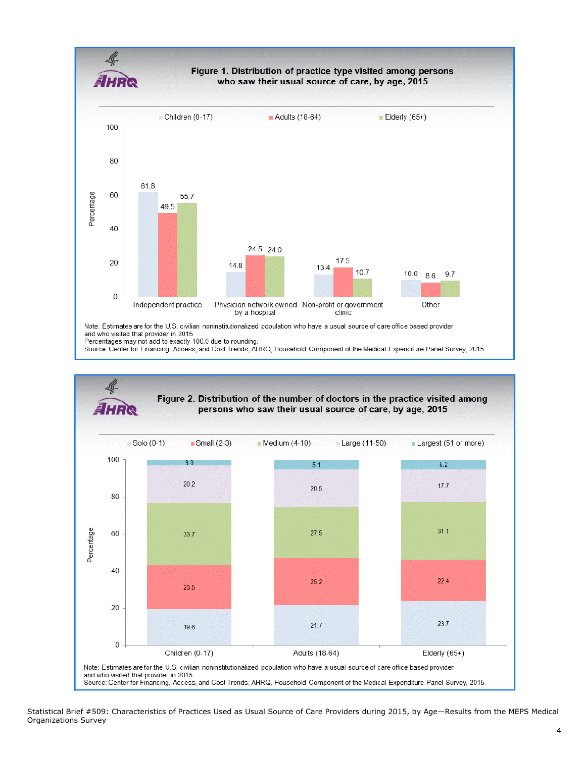**Figure 1. Distribution of practice type visited among persons who saw their usual source of care, by age, 2015**

| Practice type | Children (0-17) | Adults (18-64) | Elderly (65+) |
|---|---|---|---|
| Independent practice | 61.8 | 49.5 | 55.7 |
| Physician network owned by a hospital | 14.8 | 24.5 | 24.0 |
| Non-profit or government clinic | 13.4 | 17.5 | 10.7 |
| Other | 10.0 | 8.6 | 9.7 |

Note: Estimates are for the U.S. civilian noninstitutionalized population who have a usual source of care office based provider and who visited that provider in 2015.
Percentages may not add to exactly 100.0 due to rounding.
Source: Center for Financing, Access, and Cost Trends, AHRQ, Household Component of the Medical Expenditure Panel Survey, 2015.

**Figure 2. Distribution of the number of doctors in the practice visited among persons who saw their usual source of care, by age, 2015**

| Number of doctors | Children (0-17) | Adults (18-64) | Elderly (65+) |
|---|---|---|---|
| Solo (0-1) | 19.6 | 21.7 | 23.7 |
| Small (2-3) | 23.5 | 25.2 | 22.4 |
| Medium (4-10) | 33.7 | 27.5 | 31.1 |
| Large (11-50) | 20.2 | 20.5 | 17.7 |
| Largest (51 or more) | 3.0 | 5.1 | 5.2 |

Note: Estimates are for the U.S. civilian noninstitutionalized population who have a usual source of care office based provider and who visited that provider in 2015.
Source: Center for Financing, Access, and Cost Trends, AHRQ, Household Component of the Medical Expenditure Panel Survey, 2015.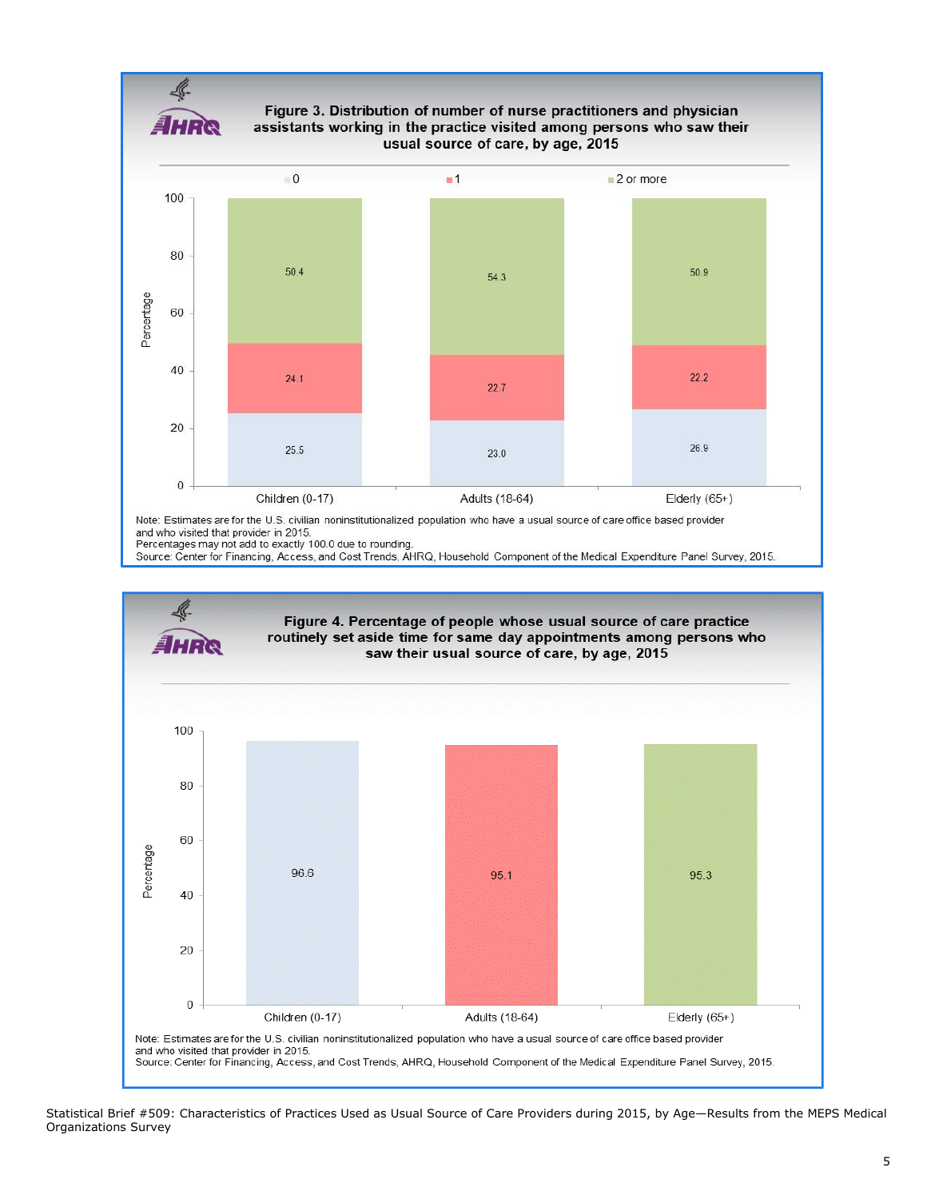**Figure 3. Distribution of number of nurse practitioners and physician assistants working in the practice visited among persons who saw their usual source of care, by age, 2015**

| Age group | 0 | 1 | 2 or more |
|---|---|---|---|
| Children (0-17) | 25.5 | 24.1 | 50.4 |
| Adults (18-64) | 23.0 | 22.7 | 54.3 |
| Elderly (65+) | 26.9 | 22.2 | 50.9 |

Note: Estimates are for the U.S. civilian noninstitutionalized population who have a usual source of care office based provider and who visited that provider in 2015.
Percentages may not add to exactly 100.0 due to rounding.
Source: Center for Financing, Access, and Cost Trends, AHRQ, Household Component of the Medical Expenditure Panel Survey, 2015.

**Figure 4. Percentage of people whose usual source of care practice routinely set aside time for same day appointments among persons who saw their usual source of care, by age, 2015**

| Age group | Percentage |
|---|---|
| Children (0-17) | 96.6 |
| Adults (18-64) | 95.1 |
| Elderly (65+) | 95.3 |

Note: Estimates are for the U.S. civilian noninstitutionalized population who have a usual source of care office based provider and who visited that provider in 2015.
Source: Center for Financing, Access, and Cost Trends, AHRQ, Household Component of the Medical Expenditure Panel Survey, 2015.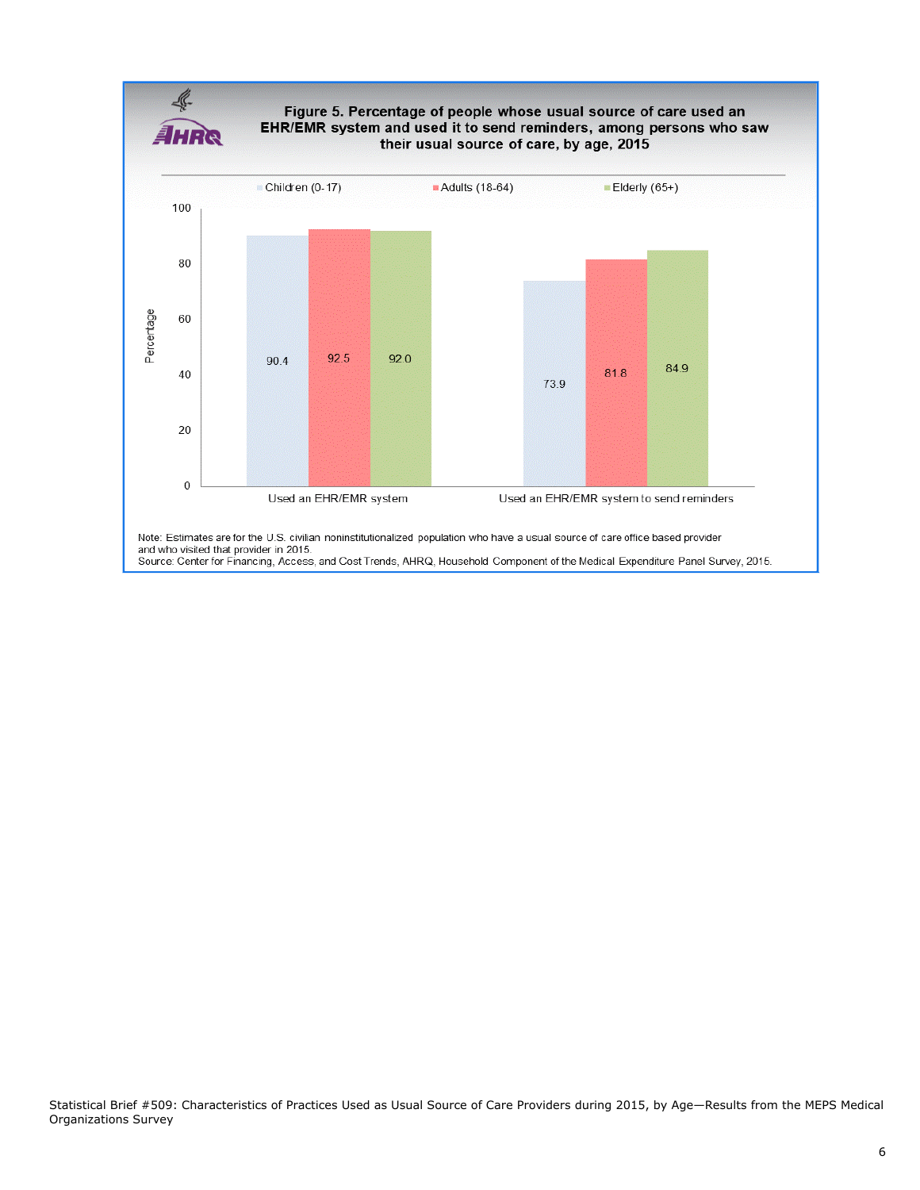**Figure 5. Percentage of people whose usual source of care used an EHR/EMR system and used it to send reminders, among persons who saw their usual source of care, by age, 2015**

Children (0-17)
Adults (18-64)
Elderly (65+)

Percentage

100
80
60
40
20
0

90.4
92.5
92.0
73.9
81.8
84.9

Used an EHR/EMR system
Used an EHR/EMR system to send reminders

Note: Estimates are for the U.S. civilian noninstitutionalized population who have a usual source of care office based provider and who visited that provider in 2015.
Source: Center for Financing, Access, and Cost Trends, AHRQ, Household Component of the Medical Expenditure Panel Survey, 2015.